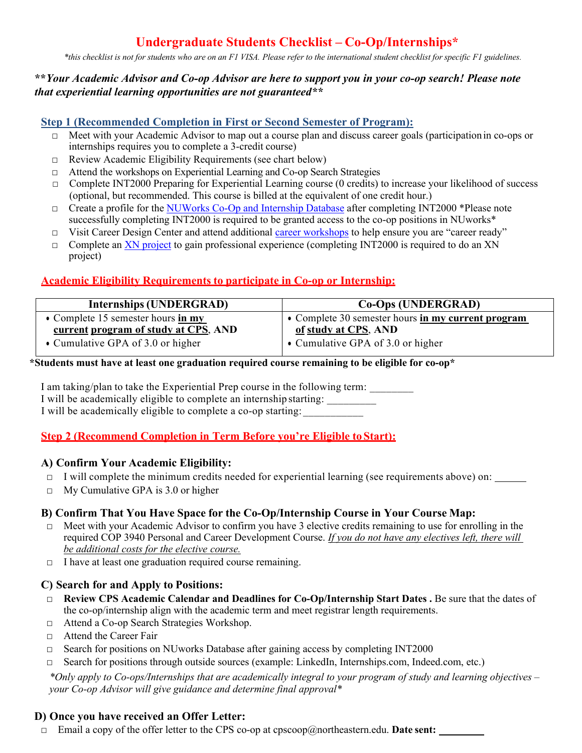# Undergraduate Students Checklist – Co-Op/Internships*

*\*this checklist is not for students who are on an F1 VISA. Please refer to the international student checklist for specific F1 guidelines.*

***\*\*Your Academic Advisor and Co-op Advisor are here to support you in your co-op search! Please note that experiential learning opportunities are not guaranteed\*\****

## Step 1 (Recommended Completion in First or Second Semester of Program):

- ☐ Meet with your Academic Advisor to map out a course plan and discuss career goals (participation in co-ops or internships requires you to complete a 3-credit course)
- ☐ Review Academic Eligibility Requirements (see chart below)
- ☐ Attend the workshops on Experiential Learning and Co-op Search Strategies
- ☐ Complete INT2000 Preparing for Experiential Learning course (0 credits) to increase your likelihood of success (optional, but recommended. This course is billed at the equivalent of one credit hour.)
- ☐ Create a profile for the NUWorks Co-Op and Internship Database after completing INT2000 *Please note successfully completing INT2000 is required to be granted access to the co-op positions in NUworks*
- ☐ Visit Career Design Center and attend additional career workshops to help ensure you are "career ready"
- ☐ Complete an XN project to gain professional experience (completing INT2000 is required to do an XN project)

## Academic Eligibility Requirements to participate in Co-op or Internship:

| Internships (UNDERGRAD) | Co-Ops (UNDERGRAD) |
| --- | --- |
| • Complete 15 semester hours **in my current program of study at CPS**, **AND**<br>• Cumulative GPA of 3.0 or higher | • Complete 30 semester hours **in my current program of study at CPS**, **AND**<br>• Cumulative GPA of 3.0 or higher |

**\*Students must have at least one graduation required course remaining to be eligible for co-op\***

I am taking/plan to take the Experiential Prep course in the following term: ________

I will be academically eligible to complete an internship starting: _________

I will be academically eligible to complete a co-op starting: ___________

## Step 2 (Recommend Completion in Term Before you're Eligible to Start):

### A) Confirm Your Academic Eligibility:

- ☐ I will complete the minimum credits needed for experiential learning (see requirements above) on: ______
- ☐ My Cumulative GPA is 3.0 or higher

### B) Confirm That You Have Space for the Co-Op/Internship Course in Your Course Map:

- ☐ Meet with your Academic Advisor to confirm you have 3 elective credits remaining to use for enrolling in the required COP 3940 Personal and Career Development Course. *If you do not have any electives left, there will be additional costs for the elective course.*
- ☐ I have at least one graduation required course remaining.

### C) Search for and Apply to Positions:

- ☐ **Review CPS Academic Calendar and Deadlines for Co-Op/Internship Start Dates .** Be sure that the dates of the co-op/internship align with the academic term and meet registrar length requirements.
- ☐ Attend a Co-op Search Strategies Workshop.
- ☐ Attend the Career Fair
- ☐ Search for positions on NUworks Database after gaining access by completing INT2000
- ☐ Search for positions through outside sources (example: LinkedIn, Internships.com, Indeed.com, etc.)

*\*Only apply to Co-ops/Internships that are academically integral to your program of study and learning objectives – your Co-op Advisor will give guidance and determine final approval\**

### D) Once you have received an Offer Letter:

- ☐ Email a copy of the offer letter to the CPS co-op at cpscoop@northeastern.edu. **Date sent:** ________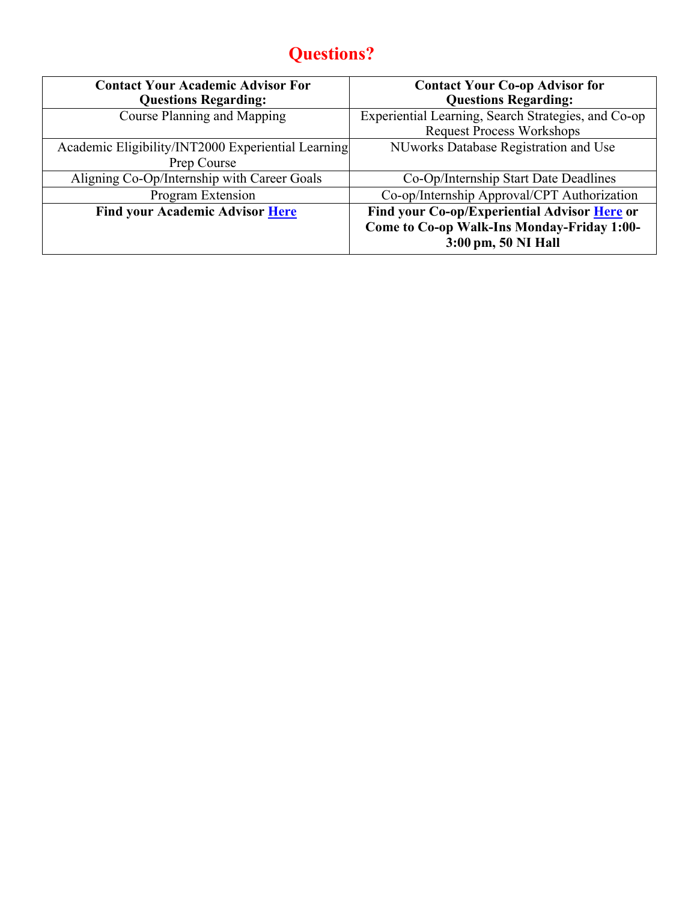# Questions?

| Contact Your Academic Advisor For Questions Regarding: | Contact Your Co-op Advisor for Questions Regarding: |
|---|---|
| Course Planning and Mapping | Experiential Learning, Search Strategies, and Co-op Request Process Workshops |
| Academic Eligibility/INT2000 Experiential Learning Prep Course | NUworks Database Registration and Use |
| Aligning Co-Op/Internship with Career Goals | Co-Op/Internship Start Date Deadlines |
| Program Extension | Co-op/Internship Approval/CPT Authorization |
| **Find your Academic Advisor Here** | **Find your Co-op/Experiential Advisor Here or Come to Co-op Walk-Ins Monday-Friday 1:00-3:00 pm, 50 NI Hall** |